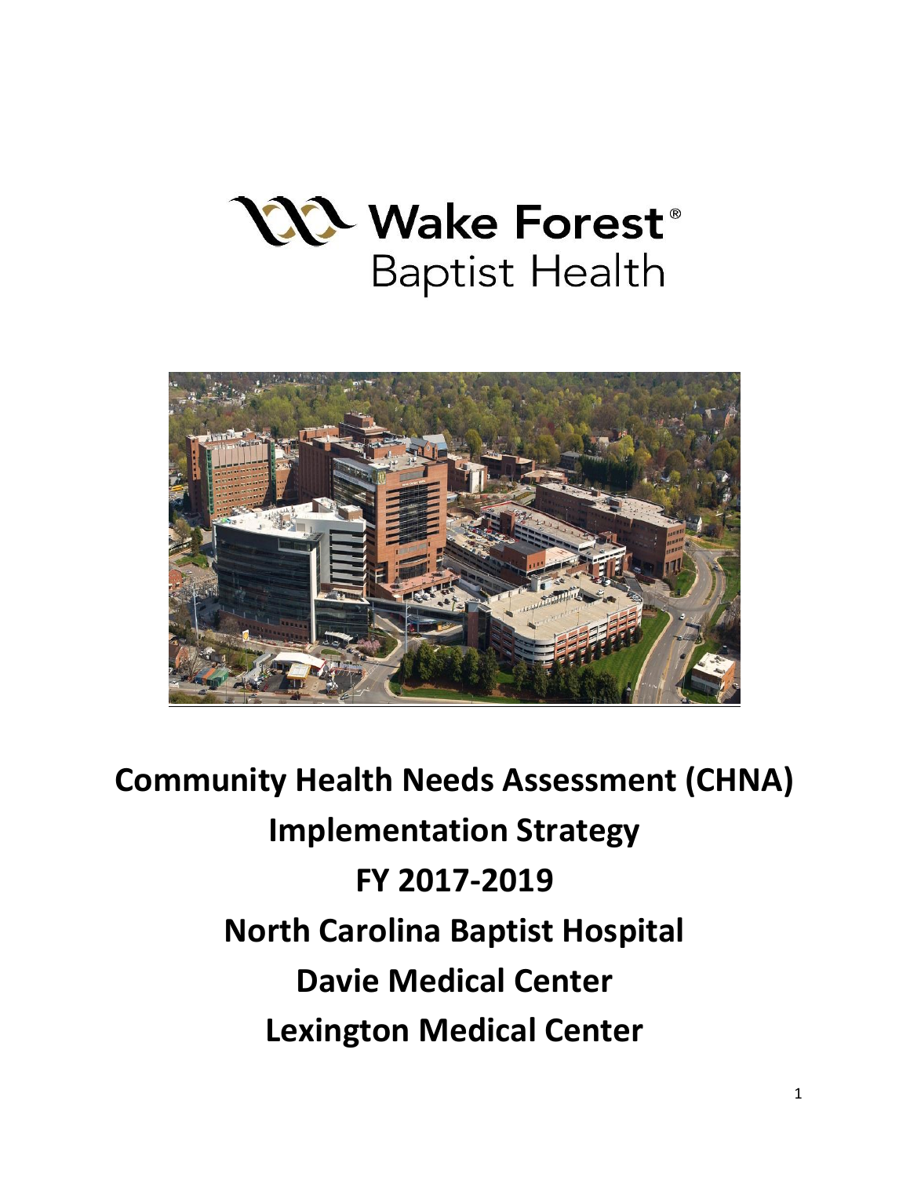Wake Forest® Baptist Health

# Community Health Needs Assessment (CHNA)

# Implementation Strategy

# FY 2017-2019

# North Carolina Baptist Hospital

# Davie Medical Center

# Lexington Medical Center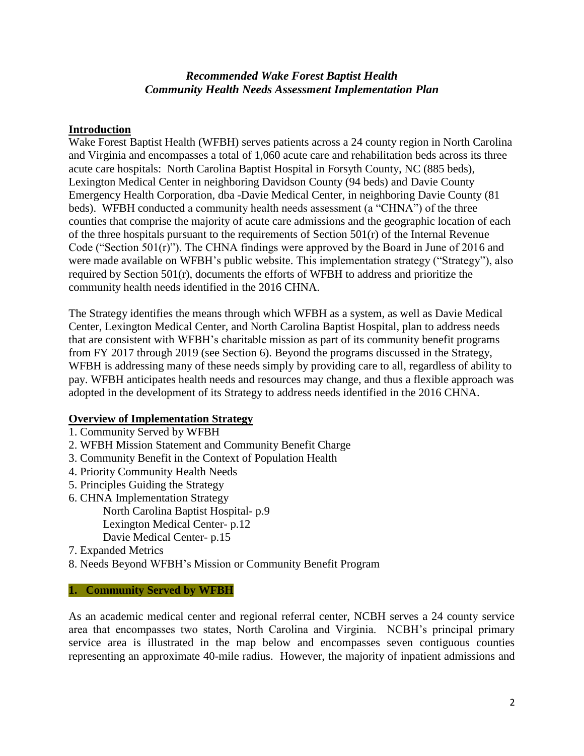## *Recommended Wake Forest Baptist Health Community Health Needs Assessment Implementation Plan*

### Introduction

Wake Forest Baptist Health (WFBH) serves patients across a 24 county region in North Carolina and Virginia and encompasses a total of 1,060 acute care and rehabilitation beds across its three acute care hospitals: North Carolina Baptist Hospital in Forsyth County, NC (885 beds), Lexington Medical Center in neighboring Davidson County (94 beds) and Davie County Emergency Health Corporation, dba -Davie Medical Center, in neighboring Davie County (81 beds). WFBH conducted a community health needs assessment (a "CHNA") of the three counties that comprise the majority of acute care admissions and the geographic location of each of the three hospitals pursuant to the requirements of Section 501(r) of the Internal Revenue Code ("Section 501(r)"). The CHNA findings were approved by the Board in June of 2016 and were made available on WFBH's public website. This implementation strategy ("Strategy"), also required by Section 501(r), documents the efforts of WFBH to address and prioritize the community health needs identified in the 2016 CHNA.

The Strategy identifies the means through which WFBH as a system, as well as Davie Medical Center, Lexington Medical Center, and North Carolina Baptist Hospital, plan to address needs that are consistent with WFBH's charitable mission as part of its community benefit programs from FY 2017 through 2019 (see Section 6). Beyond the programs discussed in the Strategy, WFBH is addressing many of these needs simply by providing care to all, regardless of ability to pay. WFBH anticipates health needs and resources may change, and thus a flexible approach was adopted in the development of its Strategy to address needs identified in the 2016 CHNA.

### Overview of Implementation Strategy

1. Community Served by WFBH
2. WFBH Mission Statement and Community Benefit Charge
3. Community Benefit in the Context of Population Health
4. Priority Community Health Needs
5. Principles Guiding the Strategy
6. CHNA Implementation Strategy
   - North Carolina Baptist Hospital- p.9
   - Lexington Medical Center- p.12
   - Davie Medical Center- p.15
7. Expanded Metrics
8. Needs Beyond WFBH's Mission or Community Benefit Program

## 1. Community Served by WFBH

As an academic medical center and regional referral center, NCBH serves a 24 county service area that encompasses two states, North Carolina and Virginia. NCBH's principal primary service area is illustrated in the map below and encompasses seven contiguous counties representing an approximate 40-mile radius. However, the majority of inpatient admissions and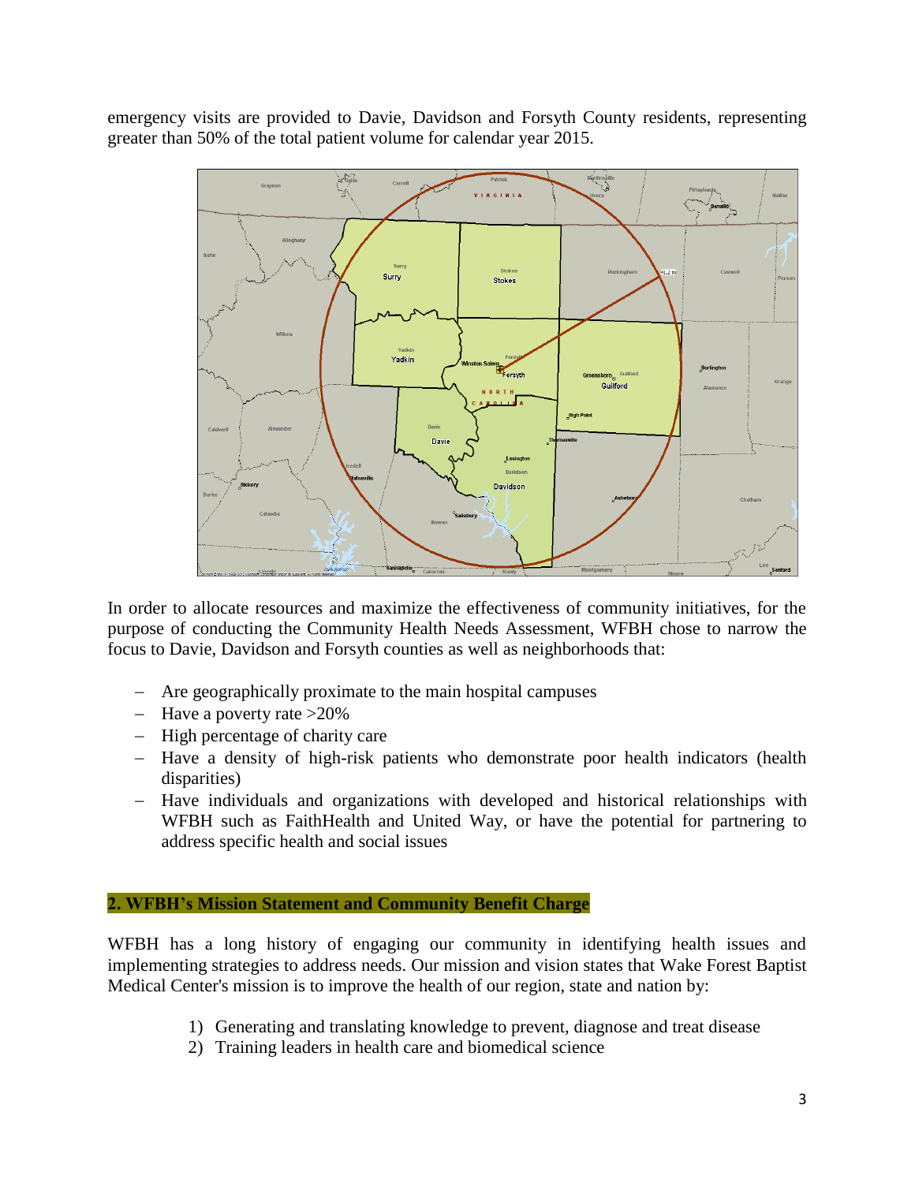emergency visits are provided to Davie, Davidson and Forsyth County residents, representing greater than 50% of the total patient volume for calendar year 2015.

In order to allocate resources and maximize the effectiveness of community initiatives, for the purpose of conducting the Community Health Needs Assessment, WFBH chose to narrow the focus to Davie, Davidson and Forsyth counties as well as neighborhoods that:

- Are geographically proximate to the main hospital campuses
- Have a poverty rate >20%
- High percentage of charity care
- Have a density of high-risk patients who demonstrate poor health indicators (health disparities)
- Have individuals and organizations with developed and historical relationships with WFBH such as FaithHealth and United Way, or have the potential for partnering to address specific health and social issues

## 2. WFBH's Mission Statement and Community Benefit Charge

WFBH has a long history of engaging our community in identifying health issues and implementing strategies to address needs. Our mission and vision states that Wake Forest Baptist Medical Center's mission is to improve the health of our region, state and nation by:

1) Generating and translating knowledge to prevent, diagnose and treat disease
2) Training leaders in health care and biomedical science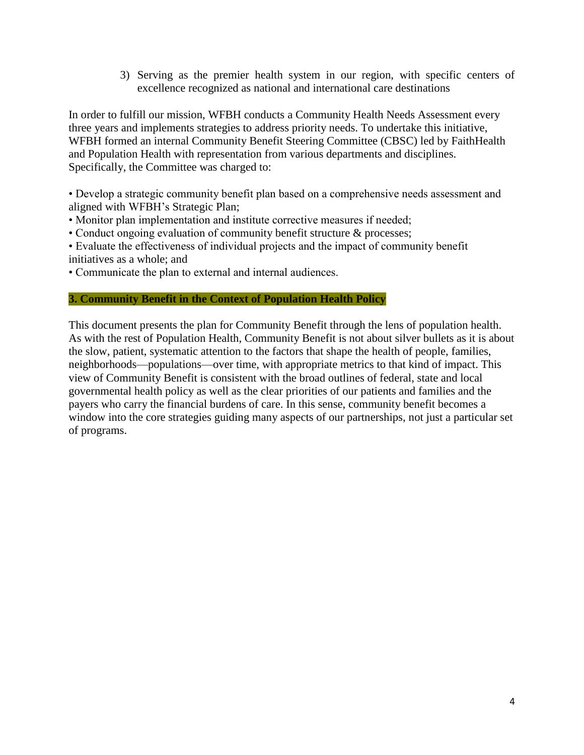3) Serving as the premier health system in our region, with specific centers of excellence recognized as national and international care destinations

In order to fulfill our mission, WFBH conducts a Community Health Needs Assessment every three years and implements strategies to address priority needs. To undertake this initiative, WFBH formed an internal Community Benefit Steering Committee (CBSC) led by FaithHealth and Population Health with representation from various departments and disciplines. Specifically, the Committee was charged to:

- Develop a strategic community benefit plan based on a comprehensive needs assessment and aligned with WFBH's Strategic Plan;
- Monitor plan implementation and institute corrective measures if needed;
- Conduct ongoing evaluation of community benefit structure & processes;
- Evaluate the effectiveness of individual projects and the impact of community benefit initiatives as a whole; and
- Communicate the plan to external and internal audiences.

## 3. Community Benefit in the Context of Population Health Policy

This document presents the plan for Community Benefit through the lens of population health. As with the rest of Population Health, Community Benefit is not about silver bullets as it is about the slow, patient, systematic attention to the factors that shape the health of people, families, neighborhoods—populations—over time, with appropriate metrics to that kind of impact. This view of Community Benefit is consistent with the broad outlines of federal, state and local governmental health policy as well as the clear priorities of our patients and families and the payers who carry the financial burdens of care. In this sense, community benefit becomes a window into the core strategies guiding many aspects of our partnerships, not just a particular set of programs.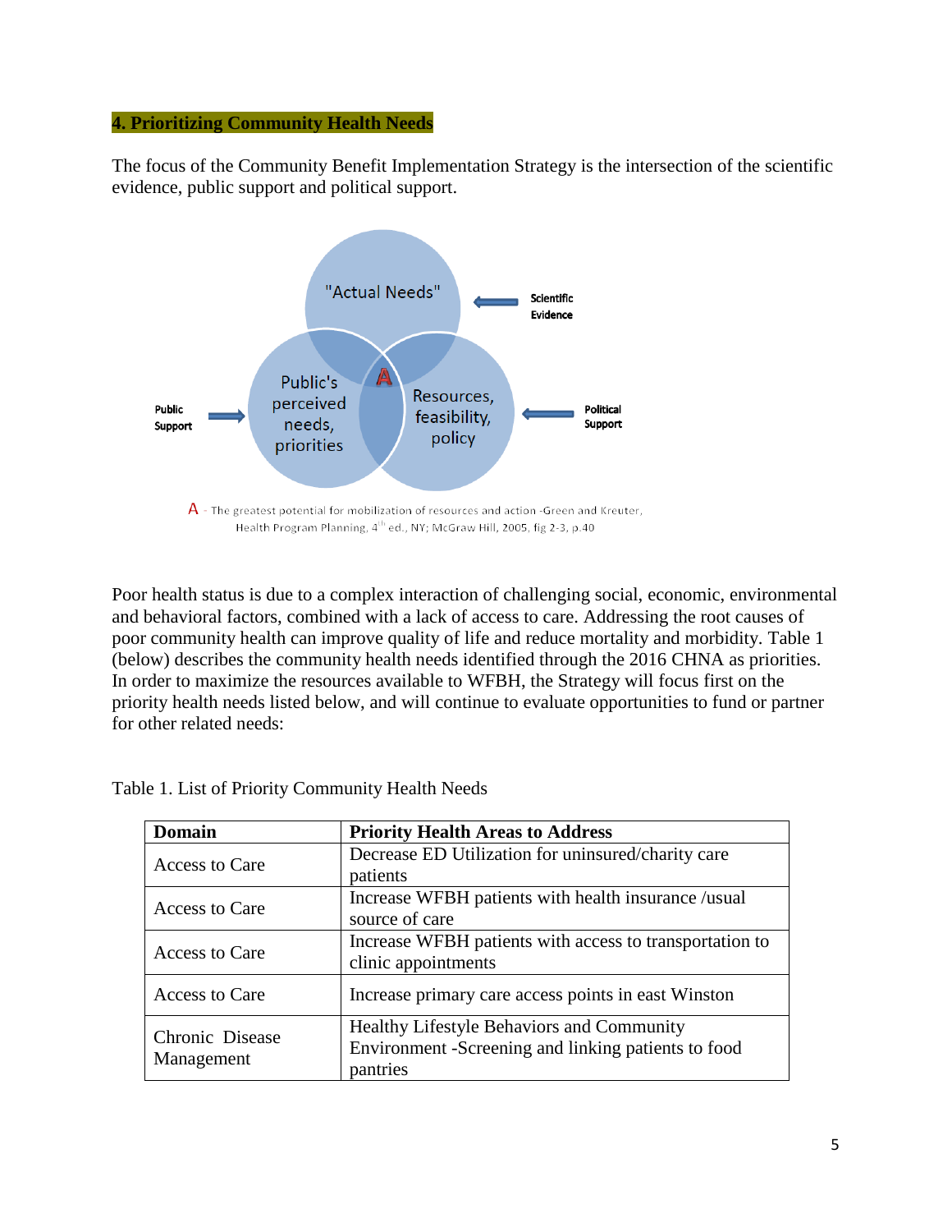## 4. Prioritizing Community Health Needs

The focus of the Community Benefit Implementation Strategy is the intersection of the scientific evidence, public support and political support.

"Actual Needs"

Scientific Evidence

Public Support

Public's perceived needs, priorities

A

Resources, feasibility, policy

Political Support

A - The greatest potential for mobilization of resources and action -Green and Kreuter, Health Program Planning, 4th ed., NY; McGraw Hill, 2005, fig 2-3, p.40

Poor health status is due to a complex interaction of challenging social, economic, environmental and behavioral factors, combined with a lack of access to care. Addressing the root causes of poor community health can improve quality of life and reduce mortality and morbidity. Table 1 (below) describes the community health needs identified through the 2016 CHNA as priorities. In order to maximize the resources available to WFBH, the Strategy will focus first on the priority health needs listed below, and will continue to evaluate opportunities to fund or partner for other related needs:

Table 1. List of Priority Community Health Needs

| Domain | Priority Health Areas to Address |
|---|---|
| Access to Care | Decrease ED Utilization for uninsured/charity care patients |
| Access to Care | Increase WFBH patients with health insurance /usual source of care |
| Access to Care | Increase WFBH patients with access to transportation to clinic appointments |
| Access to Care | Increase primary care access points in east Winston |
| Chronic Disease Management | Healthy Lifestyle Behaviors and Community Environment -Screening and linking patients to food pantries |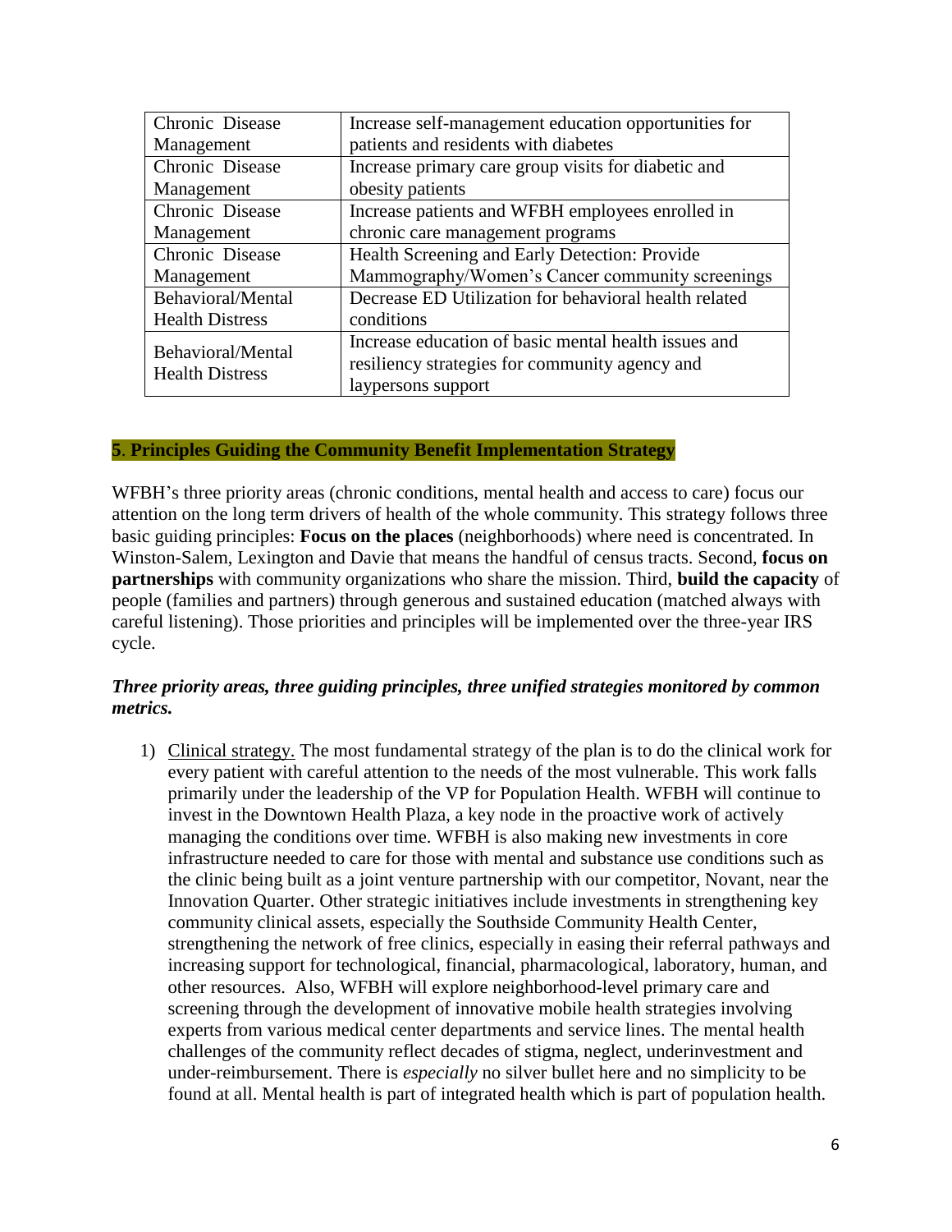| Chronic Disease Management | Increase self-management education opportunities for patients and residents with diabetes |
|---|---|
| Chronic Disease Management | Increase primary care group visits for diabetic and obesity patients |
| Chronic Disease Management | Increase patients and WFBH employees enrolled in chronic care management programs |
| Chronic Disease Management | Health Screening and Early Detection: Provide Mammography/Women's Cancer community screenings |
| Behavioral/Mental Health Distress | Decrease ED Utilization for behavioral health related conditions |
| Behavioral/Mental Health Distress | Increase education of basic mental health issues and resiliency strategies for community agency and laypersons support |

## 5. Principles Guiding the Community Benefit Implementation Strategy

WFBH's three priority areas (chronic conditions, mental health and access to care) focus our attention on the long term drivers of health of the whole community. This strategy follows three basic guiding principles: **Focus on the places** (neighborhoods) where need is concentrated. In Winston-Salem, Lexington and Davie that means the handful of census tracts. Second, **focus on partnerships** with community organizations who share the mission. Third, **build the capacity** of people (families and partners) through generous and sustained education (matched always with careful listening). Those priorities and principles will be implemented over the three-year IRS cycle.

***Three priority areas, three guiding principles, three unified strategies monitored by common metrics.***

1) Clinical strategy. The most fundamental strategy of the plan is to do the clinical work for every patient with careful attention to the needs of the most vulnerable. This work falls primarily under the leadership of the VP for Population Health. WFBH will continue to invest in the Downtown Health Plaza, a key node in the proactive work of actively managing the conditions over time. WFBH is also making new investments in core infrastructure needed to care for those with mental and substance use conditions such as the clinic being built as a joint venture partnership with our competitor, Novant, near the Innovation Quarter. Other strategic initiatives include investments in strengthening key community clinical assets, especially the Southside Community Health Center, strengthening the network of free clinics, especially in easing their referral pathways and increasing support for technological, financial, pharmacological, laboratory, human, and other resources. Also, WFBH will explore neighborhood-level primary care and screening through the development of innovative mobile health strategies involving experts from various medical center departments and service lines. The mental health challenges of the community reflect decades of stigma, neglect, underinvestment and under-reimbursement. There is *especially* no silver bullet here and no simplicity to be found at all. Mental health is part of integrated health which is part of population health.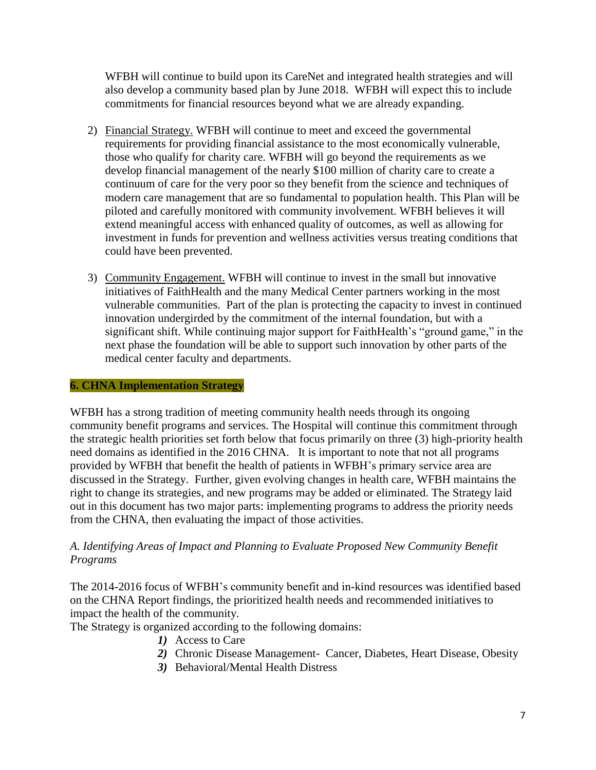WFBH will continue to build upon its CareNet and integrated health strategies and will also develop a community based plan by June 2018. WFBH will expect this to include commitments for financial resources beyond what we are already expanding.

2) Financial Strategy. WFBH will continue to meet and exceed the governmental requirements for providing financial assistance to the most economically vulnerable, those who qualify for charity care. WFBH will go beyond the requirements as we develop financial management of the nearly $100 million of charity care to create a continuum of care for the very poor so they benefit from the science and techniques of modern care management that are so fundamental to population health. This Plan will be piloted and carefully monitored with community involvement. WFBH believes it will extend meaningful access with enhanced quality of outcomes, as well as allowing for investment in funds for prevention and wellness activities versus treating conditions that could have been prevented.

3) Community Engagement. WFBH will continue to invest in the small but innovative initiatives of FaithHealth and the many Medical Center partners working in the most vulnerable communities. Part of the plan is protecting the capacity to invest in continued innovation undergirded by the commitment of the internal foundation, but with a significant shift. While continuing major support for FaithHealth's "ground game," in the next phase the foundation will be able to support such innovation by other parts of the medical center faculty and departments.

## 6. CHNA Implementation Strategy

WFBH has a strong tradition of meeting community health needs through its ongoing community benefit programs and services. The Hospital will continue this commitment through the strategic health priorities set forth below that focus primarily on three (3) high-priority health need domains as identified in the 2016 CHNA. It is important to note that not all programs provided by WFBH that benefit the health of patients in WFBH's primary service area are discussed in the Strategy. Further, given evolving changes in health care, WFBH maintains the right to change its strategies, and new programs may be added or eliminated. The Strategy laid out in this document has two major parts: implementing programs to address the priority needs from the CHNA, then evaluating the impact of those activities.

### *A. Identifying Areas of Impact and Planning to Evaluate Proposed New Community Benefit Programs*

The 2014-2016 focus of WFBH's community benefit and in-kind resources was identified based on the CHNA Report findings, the prioritized health needs and recommended initiatives to impact the health of the community.

The Strategy is organized according to the following domains:

1) Access to Care
2) Chronic Disease Management- Cancer, Diabetes, Heart Disease, Obesity
3) Behavioral/Mental Health Distress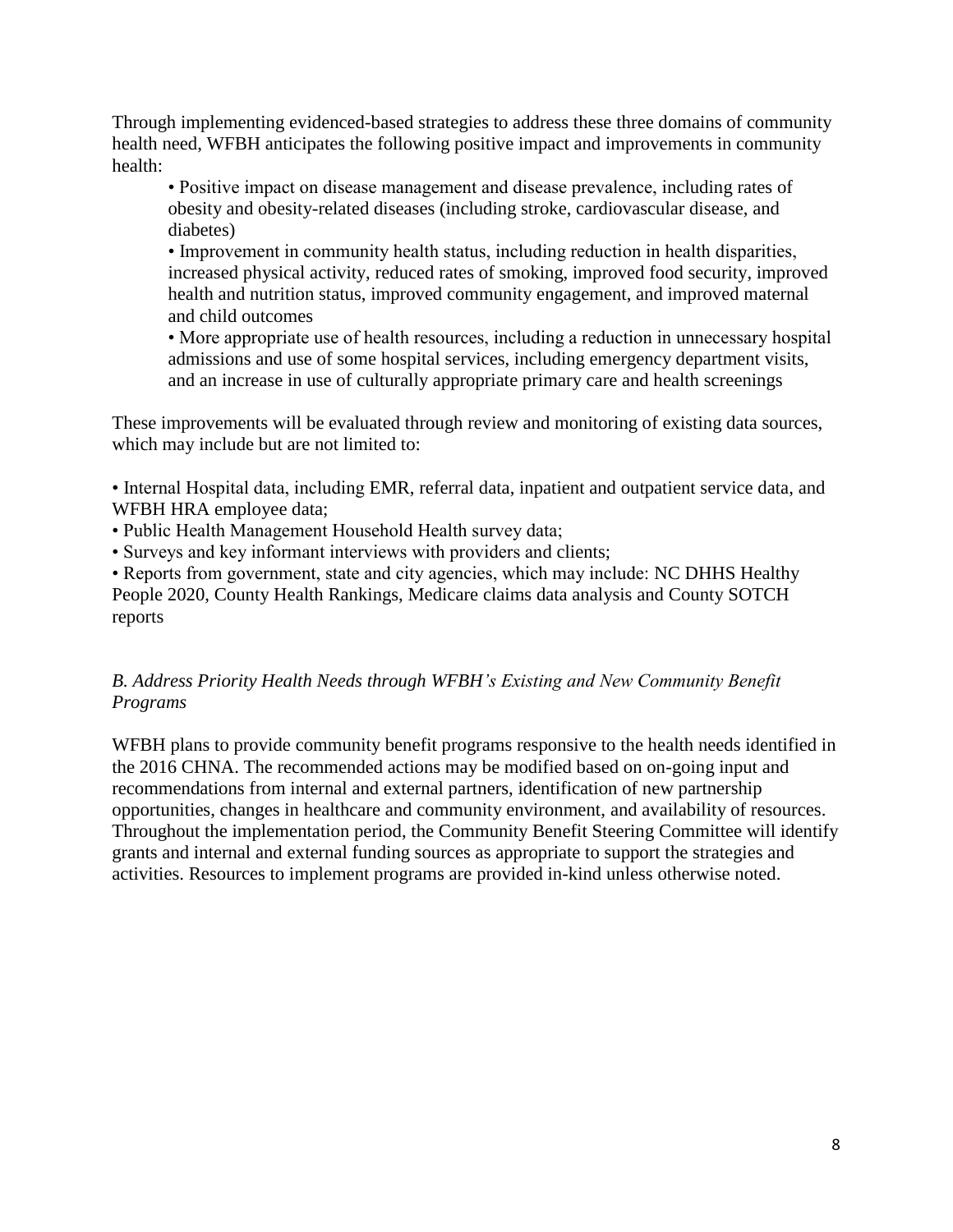Through implementing evidenced-based strategies to address these three domains of community health need, WFBH anticipates the following positive impact and improvements in community health:

- Positive impact on disease management and disease prevalence, including rates of obesity and obesity-related diseases (including stroke, cardiovascular disease, and diabetes)
- Improvement in community health status, including reduction in health disparities, increased physical activity, reduced rates of smoking, improved food security, improved health and nutrition status, improved community engagement, and improved maternal and child outcomes
- More appropriate use of health resources, including a reduction in unnecessary hospital admissions and use of some hospital services, including emergency department visits, and an increase in use of culturally appropriate primary care and health screenings

These improvements will be evaluated through review and monitoring of existing data sources, which may include but are not limited to:

- Internal Hospital data, including EMR, referral data, inpatient and outpatient service data, and WFBH HRA employee data;
- Public Health Management Household Health survey data;
- Surveys and key informant interviews with providers and clients;
- Reports from government, state and city agencies, which may include: NC DHHS Healthy People 2020, County Health Rankings, Medicare claims data analysis and County SOTCH reports

### *B. Address Priority Health Needs through WFBH's Existing and New Community Benefit Programs*

WFBH plans to provide community benefit programs responsive to the health needs identified in the 2016 CHNA. The recommended actions may be modified based on on-going input and recommendations from internal and external partners, identification of new partnership opportunities, changes in healthcare and community environment, and availability of resources. Throughout the implementation period, the Community Benefit Steering Committee will identify grants and internal and external funding sources as appropriate to support the strategies and activities. Resources to implement programs are provided in-kind unless otherwise noted.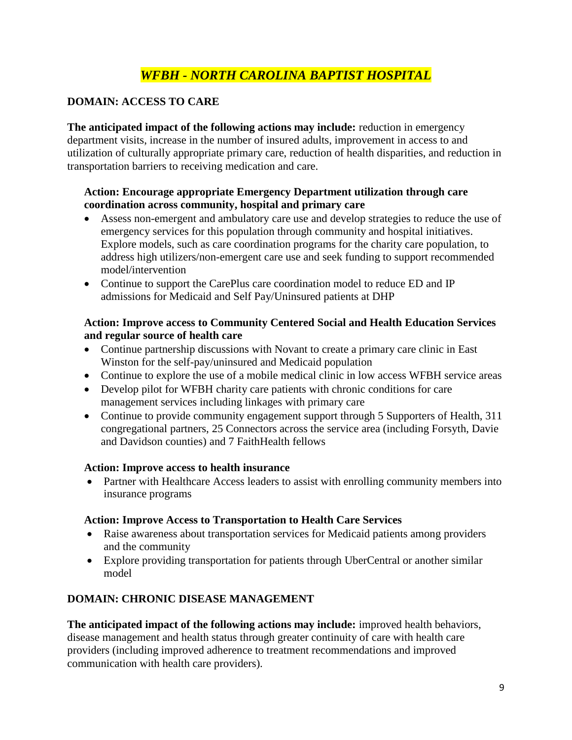# *WFBH - NORTH CAROLINA BAPTIST HOSPITAL*

## DOMAIN: ACCESS TO CARE

**The anticipated impact of the following actions may include:** reduction in emergency department visits, increase in the number of insured adults, improvement in access to and utilization of culturally appropriate primary care, reduction of health disparities, and reduction in transportation barriers to receiving medication and care.

### Action: Encourage appropriate Emergency Department utilization through care coordination across community, hospital and primary care

- Assess non-emergent and ambulatory care use and develop strategies to reduce the use of emergency services for this population through community and hospital initiatives. Explore models, such as care coordination programs for the charity care population, to address high utilizers/non-emergent care use and seek funding to support recommended model/intervention
- Continue to support the CarePlus care coordination model to reduce ED and IP admissions for Medicaid and Self Pay/Uninsured patients at DHP

### Action: Improve access to Community Centered Social and Health Education Services and regular source of health care

- Continue partnership discussions with Novant to create a primary care clinic in East Winston for the self-pay/uninsured and Medicaid population
- Continue to explore the use of a mobile medical clinic in low access WFBH service areas
- Develop pilot for WFBH charity care patients with chronic conditions for care management services including linkages with primary care
- Continue to provide community engagement support through 5 Supporters of Health, 311 congregational partners, 25 Connectors across the service area (including Forsyth, Davie and Davidson counties) and 7 FaithHealth fellows

### Action: Improve access to health insurance

- Partner with Healthcare Access leaders to assist with enrolling community members into insurance programs

### Action: Improve Access to Transportation to Health Care Services

- Raise awareness about transportation services for Medicaid patients among providers and the community
- Explore providing transportation for patients through UberCentral or another similar model

## DOMAIN: CHRONIC DISEASE MANAGEMENT

**The anticipated impact of the following actions may include:** improved health behaviors, disease management and health status through greater continuity of care with health care providers (including improved adherence to treatment recommendations and improved communication with health care providers).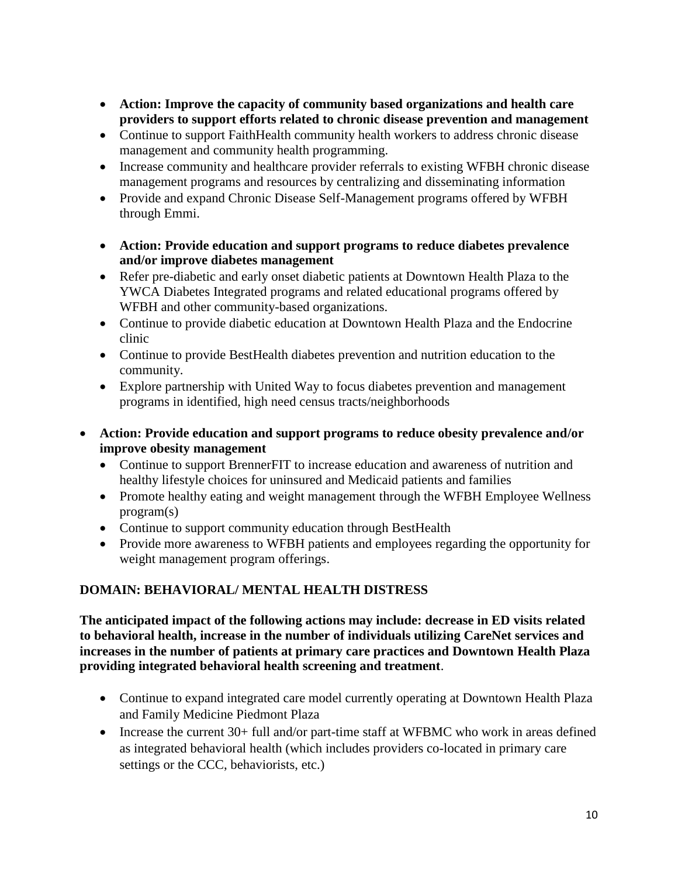- **Action: Improve the capacity of community based organizations and health care providers to support efforts related to chronic disease prevention and management**
- Continue to support FaithHealth community health workers to address chronic disease management and community health programming.
- Increase community and healthcare provider referrals to existing WFBH chronic disease management programs and resources by centralizing and disseminating information
- Provide and expand Chronic Disease Self-Management programs offered by WFBH through Emmi.

- **Action: Provide education and support programs to reduce diabetes prevalence and/or improve diabetes management**
- Refer pre-diabetic and early onset diabetic patients at Downtown Health Plaza to the YWCA Diabetes Integrated programs and related educational programs offered by WFBH and other community-based organizations.
- Continue to provide diabetic education at Downtown Health Plaza and the Endocrine clinic
- Continue to provide BestHealth diabetes prevention and nutrition education to the community.
- Explore partnership with United Way to focus diabetes prevention and management programs in identified, high need census tracts/neighborhoods

- **Action: Provide education and support programs to reduce obesity prevalence and/or improve obesity management**
  - Continue to support BrennerFIT to increase education and awareness of nutrition and healthy lifestyle choices for uninsured and Medicaid patients and families
  - Promote healthy eating and weight management through the WFBH Employee Wellness program(s)
  - Continue to support community education through BestHealth
  - Provide more awareness to WFBH patients and employees regarding the opportunity for weight management program offerings.

**DOMAIN: BEHAVIORAL/ MENTAL HEALTH DISTRESS**

**The anticipated impact of the following actions may include: decrease in ED visits related to behavioral health, increase in the number of individuals utilizing CareNet services and increases in the number of patients at primary care practices and Downtown Health Plaza providing integrated behavioral health screening and treatment**.

- Continue to expand integrated care model currently operating at Downtown Health Plaza and Family Medicine Piedmont Plaza
- Increase the current 30+ full and/or part-time staff at WFBMC who work in areas defined as integrated behavioral health (which includes providers co-located in primary care settings or the CCC, behaviorists, etc.)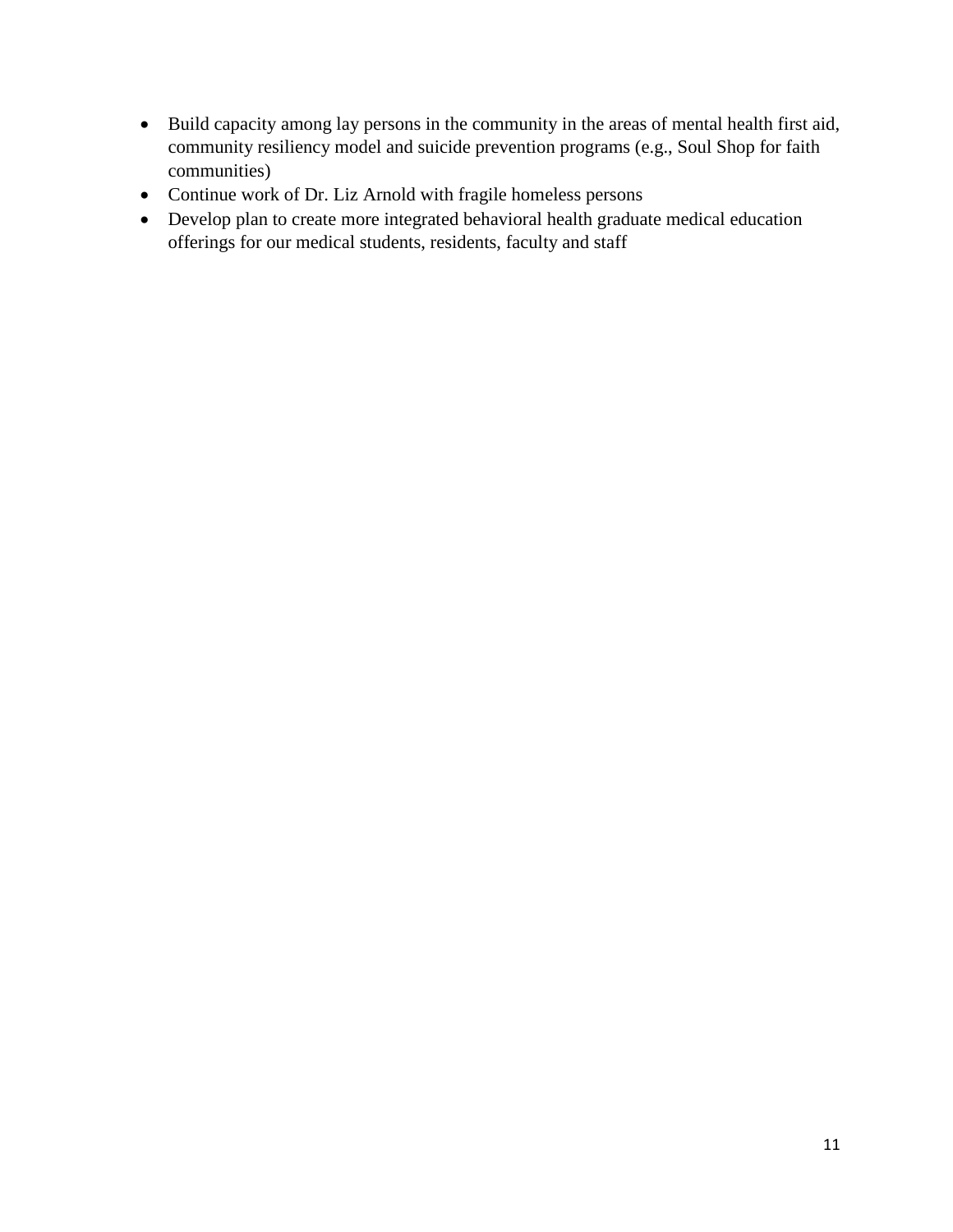- Build capacity among lay persons in the community in the areas of mental health first aid, community resiliency model and suicide prevention programs (e.g., Soul Shop for faith communities)
- Continue work of Dr. Liz Arnold with fragile homeless persons
- Develop plan to create more integrated behavioral health graduate medical education offerings for our medical students, residents, faculty and staff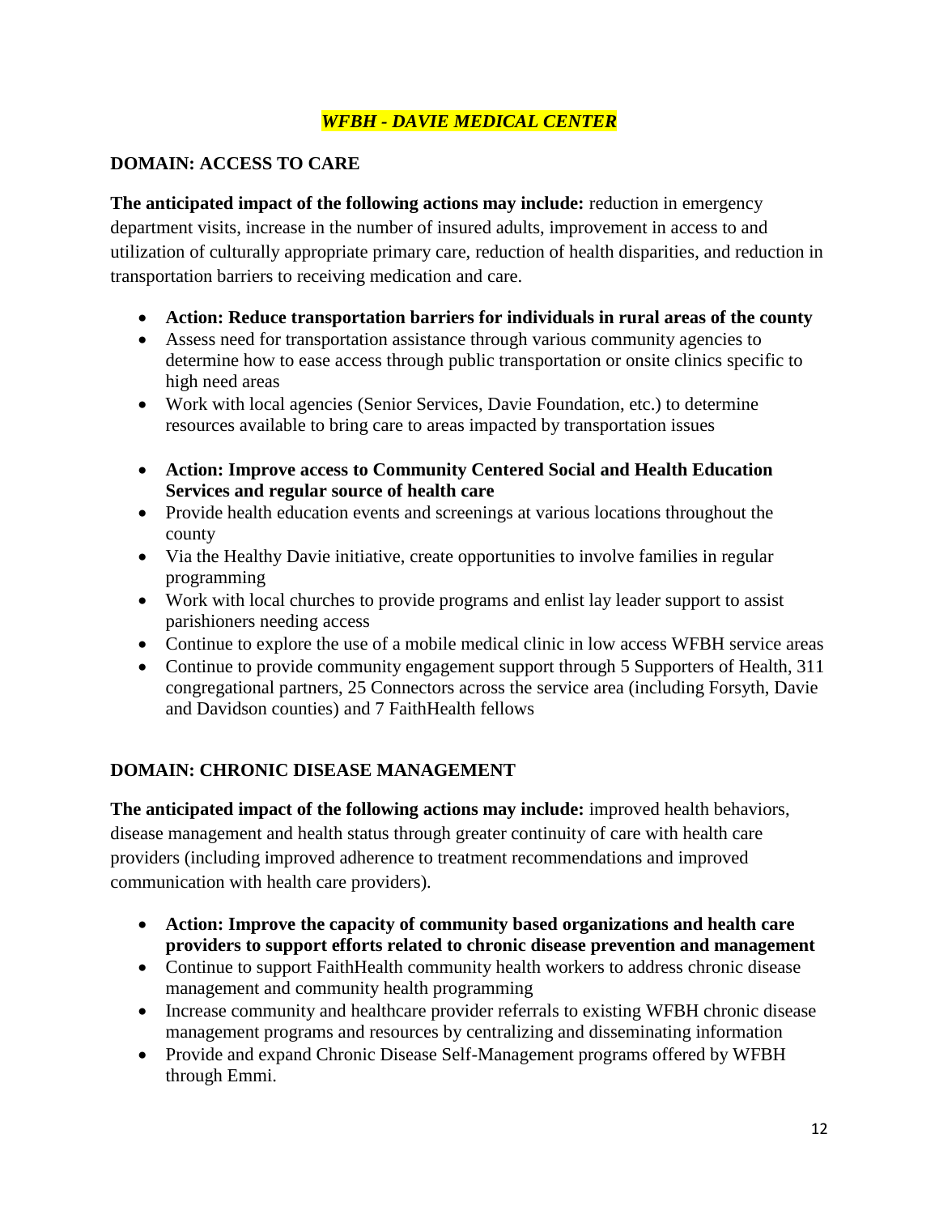## *WFBH - DAVIE MEDICAL CENTER*

### DOMAIN: ACCESS TO CARE

**The anticipated impact of the following actions may include:** reduction in emergency department visits, increase in the number of insured adults, improvement in access to and utilization of culturally appropriate primary care, reduction of health disparities, and reduction in transportation barriers to receiving medication and care.

- **Action: Reduce transportation barriers for individuals in rural areas of the county**
- Assess need for transportation assistance through various community agencies to determine how to ease access through public transportation or onsite clinics specific to high need areas
- Work with local agencies (Senior Services, Davie Foundation, etc.) to determine resources available to bring care to areas impacted by transportation issues

- **Action: Improve access to Community Centered Social and Health Education Services and regular source of health care**
- Provide health education events and screenings at various locations throughout the county
- Via the Healthy Davie initiative, create opportunities to involve families in regular programming
- Work with local churches to provide programs and enlist lay leader support to assist parishioners needing access
- Continue to explore the use of a mobile medical clinic in low access WFBH service areas
- Continue to provide community engagement support through 5 Supporters of Health, 311 congregational partners, 25 Connectors across the service area (including Forsyth, Davie and Davidson counties) and 7 FaithHealth fellows

### DOMAIN: CHRONIC DISEASE MANAGEMENT

**The anticipated impact of the following actions may include:** improved health behaviors, disease management and health status through greater continuity of care with health care providers (including improved adherence to treatment recommendations and improved communication with health care providers).

- **Action: Improve the capacity of community based organizations and health care providers to support efforts related to chronic disease prevention and management**
- Continue to support FaithHealth community health workers to address chronic disease management and community health programming
- Increase community and healthcare provider referrals to existing WFBH chronic disease management programs and resources by centralizing and disseminating information
- Provide and expand Chronic Disease Self-Management programs offered by WFBH through Emmi.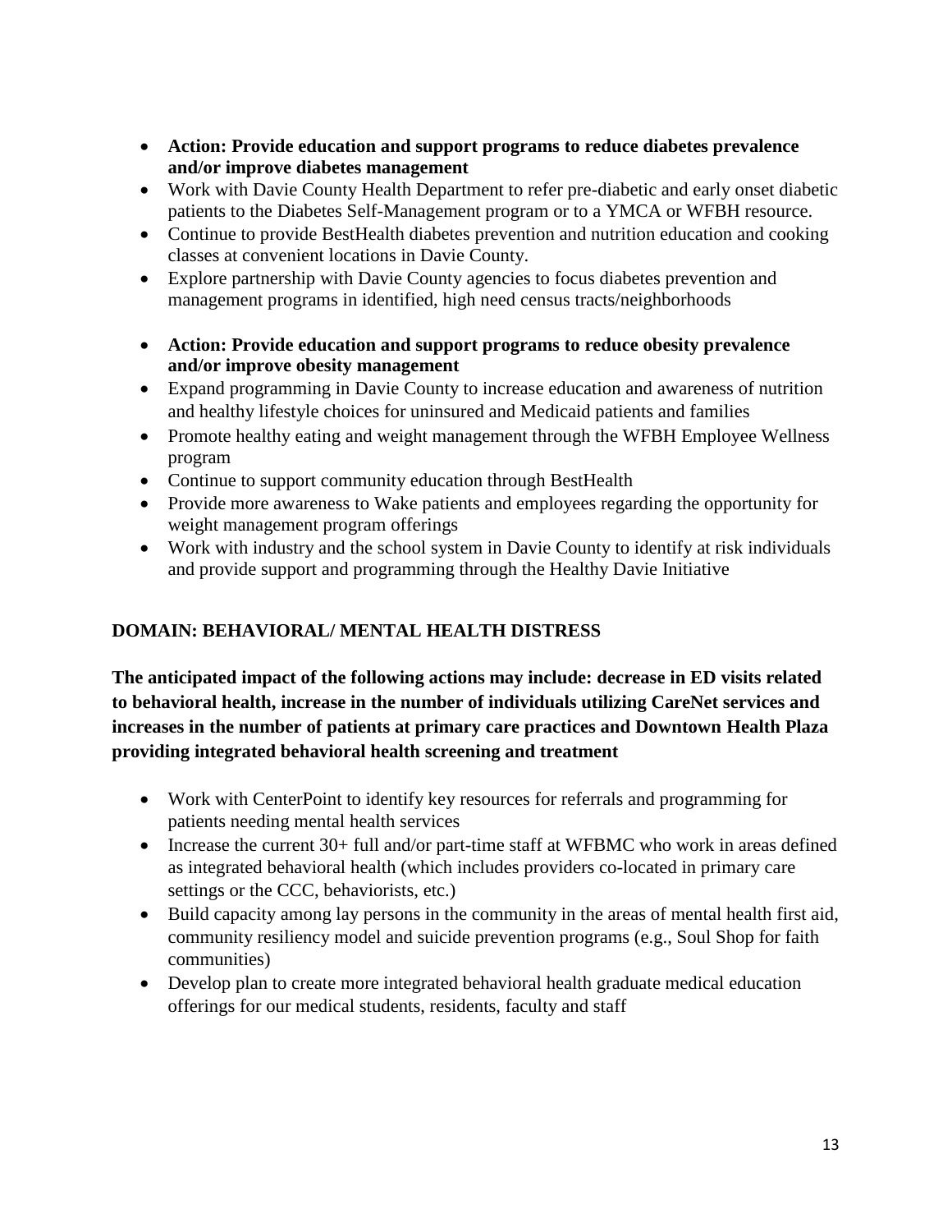- **Action: Provide education and support programs to reduce diabetes prevalence and/or improve diabetes management**
- Work with Davie County Health Department to refer pre-diabetic and early onset diabetic patients to the Diabetes Self-Management program or to a YMCA or WFBH resource.
- Continue to provide BestHealth diabetes prevention and nutrition education and cooking classes at convenient locations in Davie County.
- Explore partnership with Davie County agencies to focus diabetes prevention and management programs in identified, high need census tracts/neighborhoods

- **Action: Provide education and support programs to reduce obesity prevalence and/or improve obesity management**
- Expand programming in Davie County to increase education and awareness of nutrition and healthy lifestyle choices for uninsured and Medicaid patients and families
- Promote healthy eating and weight management through the WFBH Employee Wellness program
- Continue to support community education through BestHealth
- Provide more awareness to Wake patients and employees regarding the opportunity for weight management program offerings
- Work with industry and the school system in Davie County to identify at risk individuals and provide support and programming through the Healthy Davie Initiative

**DOMAIN: BEHAVIORAL/ MENTAL HEALTH DISTRESS**

**The anticipated impact of the following actions may include: decrease in ED visits related to behavioral health, increase in the number of individuals utilizing CareNet services and increases in the number of patients at primary care practices and Downtown Health Plaza providing integrated behavioral health screening and treatment**

- Work with CenterPoint to identify key resources for referrals and programming for patients needing mental health services
- Increase the current 30+ full and/or part-time staff at WFBMC who work in areas defined as integrated behavioral health (which includes providers co-located in primary care settings or the CCC, behaviorists, etc.)
- Build capacity among lay persons in the community in the areas of mental health first aid, community resiliency model and suicide prevention programs (e.g., Soul Shop for faith communities)
- Develop plan to create more integrated behavioral health graduate medical education offerings for our medical students, residents, faculty and staff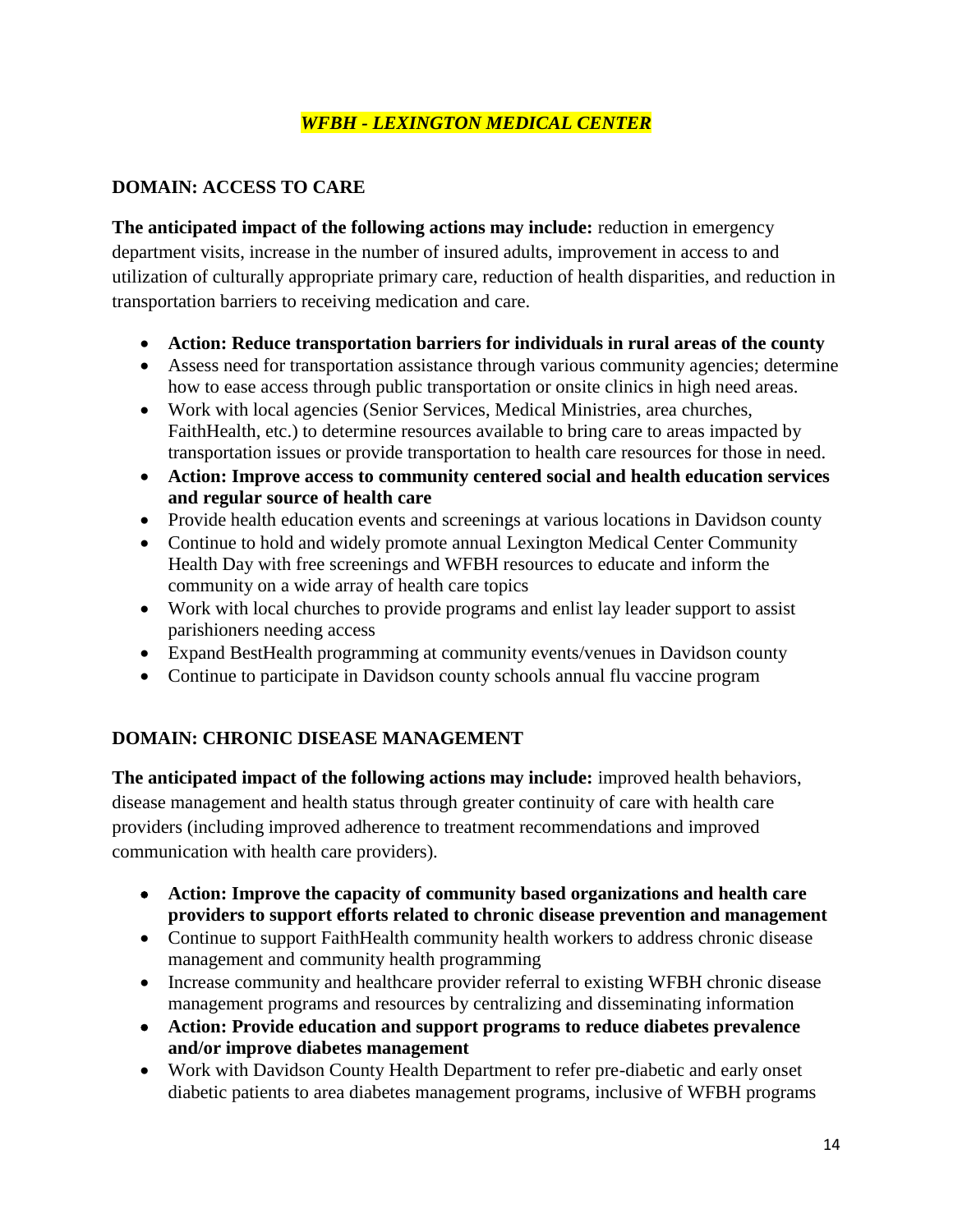## *WFBH - LEXINGTON MEDICAL CENTER*

### DOMAIN: ACCESS TO CARE

**The anticipated impact of the following actions may include:** reduction in emergency department visits, increase in the number of insured adults, improvement in access to and utilization of culturally appropriate primary care, reduction of health disparities, and reduction in transportation barriers to receiving medication and care.

- **Action: Reduce transportation barriers for individuals in rural areas of the county**
- Assess need for transportation assistance through various community agencies; determine how to ease access through public transportation or onsite clinics in high need areas.
- Work with local agencies (Senior Services, Medical Ministries, area churches, FaithHealth, etc.) to determine resources available to bring care to areas impacted by transportation issues or provide transportation to health care resources for those in need.
- **Action: Improve access to community centered social and health education services and regular source of health care**
- Provide health education events and screenings at various locations in Davidson county
- Continue to hold and widely promote annual Lexington Medical Center Community Health Day with free screenings and WFBH resources to educate and inform the community on a wide array of health care topics
- Work with local churches to provide programs and enlist lay leader support to assist parishioners needing access
- Expand BestHealth programming at community events/venues in Davidson county
- Continue to participate in Davidson county schools annual flu vaccine program

### DOMAIN: CHRONIC DISEASE MANAGEMENT

**The anticipated impact of the following actions may include:** improved health behaviors, disease management and health status through greater continuity of care with health care providers (including improved adherence to treatment recommendations and improved communication with health care providers).

- **Action: Improve the capacity of community based organizations and health care providers to support efforts related to chronic disease prevention and management**
- Continue to support FaithHealth community health workers to address chronic disease management and community health programming
- Increase community and healthcare provider referral to existing WFBH chronic disease management programs and resources by centralizing and disseminating information
- **Action: Provide education and support programs to reduce diabetes prevalence and/or improve diabetes management**
- Work with Davidson County Health Department to refer pre-diabetic and early onset diabetic patients to area diabetes management programs, inclusive of WFBH programs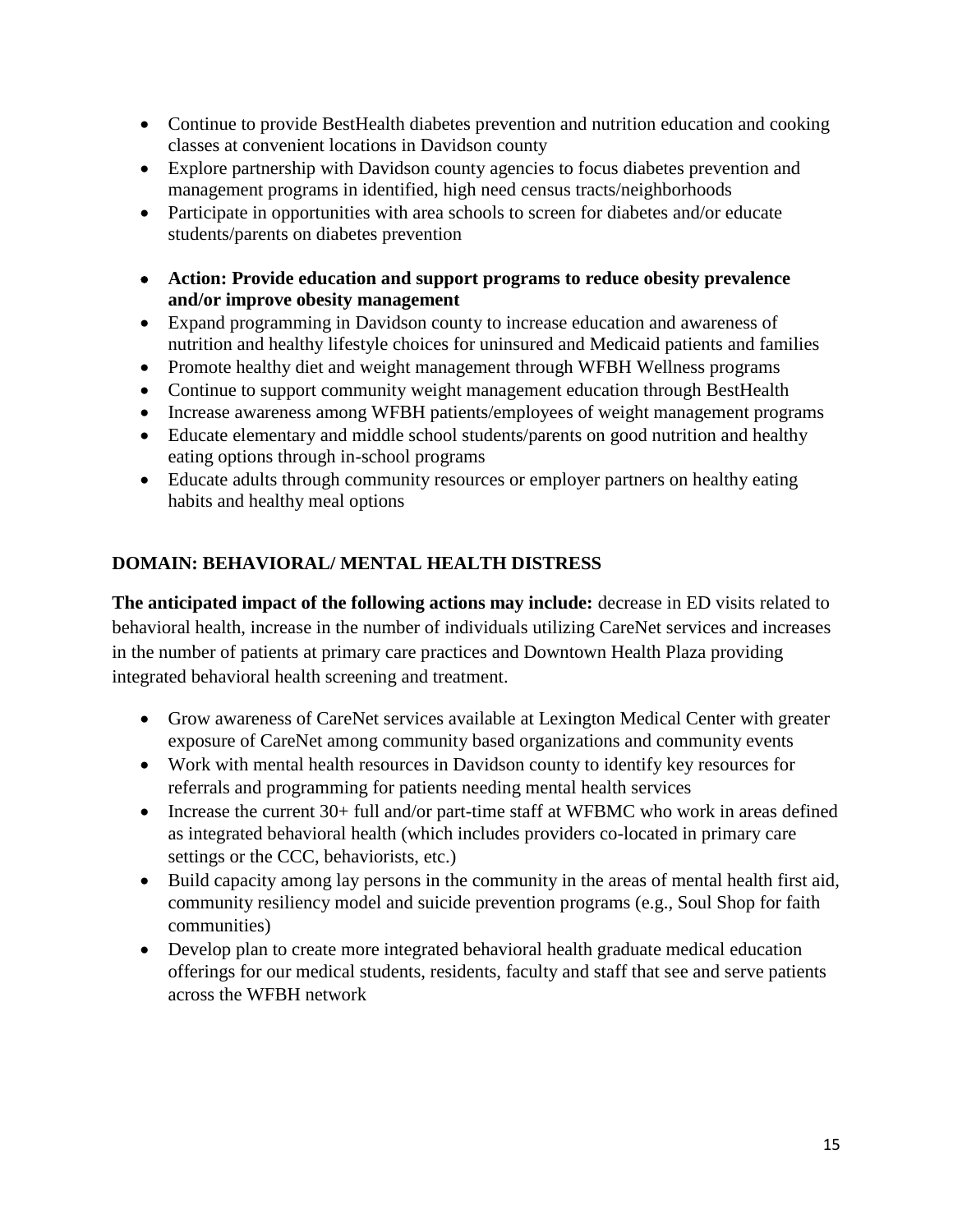- Continue to provide BestHealth diabetes prevention and nutrition education and cooking classes at convenient locations in Davidson county
- Explore partnership with Davidson county agencies to focus diabetes prevention and management programs in identified, high need census tracts/neighborhoods
- Participate in opportunities with area schools to screen for diabetes and/or educate students/parents on diabetes prevention

- **Action: Provide education and support programs to reduce obesity prevalence and/or improve obesity management**
- Expand programming in Davidson county to increase education and awareness of nutrition and healthy lifestyle choices for uninsured and Medicaid patients and families
- Promote healthy diet and weight management through WFBH Wellness programs
- Continue to support community weight management education through BestHealth
- Increase awareness among WFBH patients/employees of weight management programs
- Educate elementary and middle school students/parents on good nutrition and healthy eating options through in-school programs
- Educate adults through community resources or employer partners on healthy eating habits and healthy meal options

## DOMAIN: BEHAVIORAL/ MENTAL HEALTH DISTRESS

**The anticipated impact of the following actions may include:** decrease in ED visits related to behavioral health, increase in the number of individuals utilizing CareNet services and increases in the number of patients at primary care practices and Downtown Health Plaza providing integrated behavioral health screening and treatment.

- Grow awareness of CareNet services available at Lexington Medical Center with greater exposure of CareNet among community based organizations and community events
- Work with mental health resources in Davidson county to identify key resources for referrals and programming for patients needing mental health services
- Increase the current 30+ full and/or part-time staff at WFBMC who work in areas defined as integrated behavioral health (which includes providers co-located in primary care settings or the CCC, behaviorists, etc.)
- Build capacity among lay persons in the community in the areas of mental health first aid, community resiliency model and suicide prevention programs (e.g., Soul Shop for faith communities)
- Develop plan to create more integrated behavioral health graduate medical education offerings for our medical students, residents, faculty and staff that see and serve patients across the WFBH network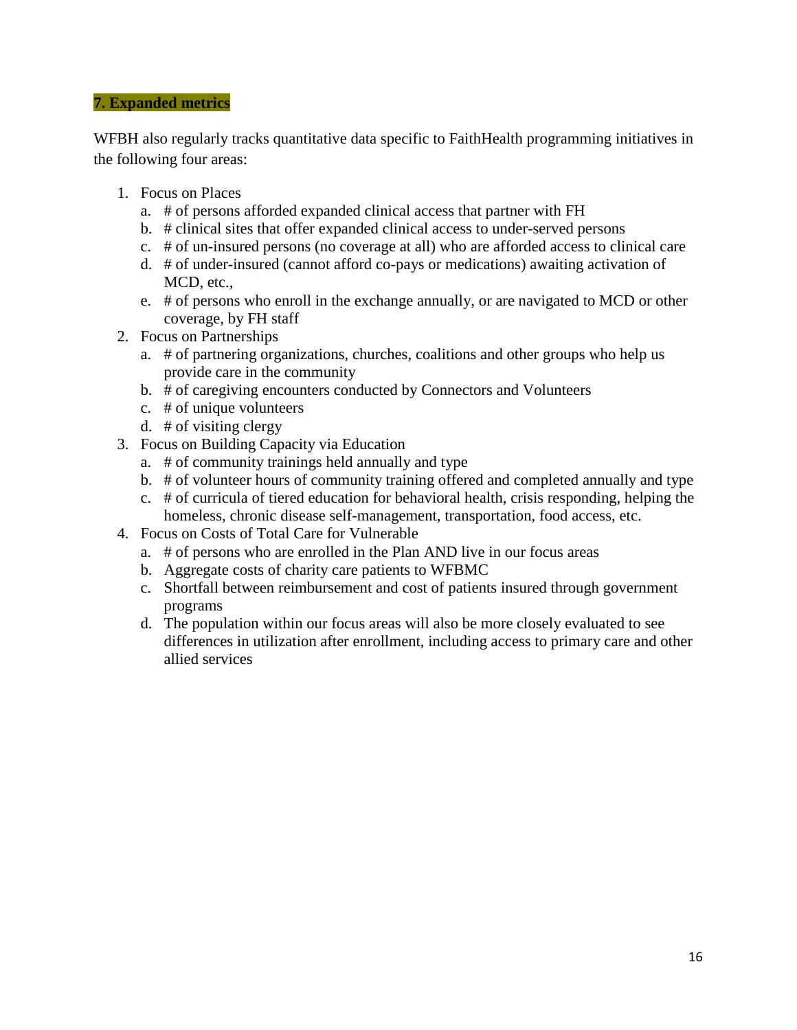## **7. Expanded metrics**

WFBH also regularly tracks quantitative data specific to FaithHealth programming initiatives in the following four areas:

1. Focus on Places
   a. # of persons afforded expanded clinical access that partner with FH
   b. # clinical sites that offer expanded clinical access to under-served persons
   c. # of un-insured persons (no coverage at all) who are afforded access to clinical care
   d. # of under-insured (cannot afford co-pays or medications) awaiting activation of MCD, etc.,
   e. # of persons who enroll in the exchange annually, or are navigated to MCD or other coverage, by FH staff
2. Focus on Partnerships
   a. # of partnering organizations, churches, coalitions and other groups who help us provide care in the community
   b. # of caregiving encounters conducted by Connectors and Volunteers
   c. # of unique volunteers
   d. # of visiting clergy
3. Focus on Building Capacity via Education
   a. # of community trainings held annually and type
   b. # of volunteer hours of community training offered and completed annually and type
   c. # of curricula of tiered education for behavioral health, crisis responding, helping the homeless, chronic disease self-management, transportation, food access, etc.
4. Focus on Costs of Total Care for Vulnerable
   a. # of persons who are enrolled in the Plan AND live in our focus areas
   b. Aggregate costs of charity care patients to WFBMC
   c. Shortfall between reimbursement and cost of patients insured through government programs
   d. The population within our focus areas will also be more closely evaluated to see differences in utilization after enrollment, including access to primary care and other allied services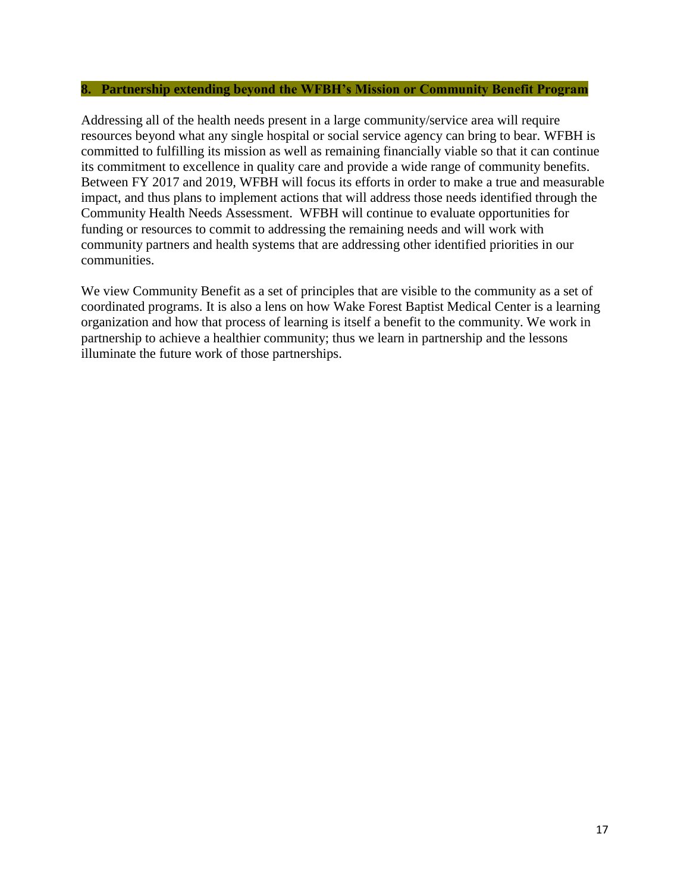## 8. Partnership extending beyond the WFBH's Mission or Community Benefit Program

Addressing all of the health needs present in a large community/service area will require resources beyond what any single hospital or social service agency can bring to bear. WFBH is committed to fulfilling its mission as well as remaining financially viable so that it can continue its commitment to excellence in quality care and provide a wide range of community benefits. Between FY 2017 and 2019, WFBH will focus its efforts in order to make a true and measurable impact, and thus plans to implement actions that will address those needs identified through the Community Health Needs Assessment. WFBH will continue to evaluate opportunities for funding or resources to commit to addressing the remaining needs and will work with community partners and health systems that are addressing other identified priorities in our communities.

We view Community Benefit as a set of principles that are visible to the community as a set of coordinated programs. It is also a lens on how Wake Forest Baptist Medical Center is a learning organization and how that process of learning is itself a benefit to the community. We work in partnership to achieve a healthier community; thus we learn in partnership and the lessons illuminate the future work of those partnerships.